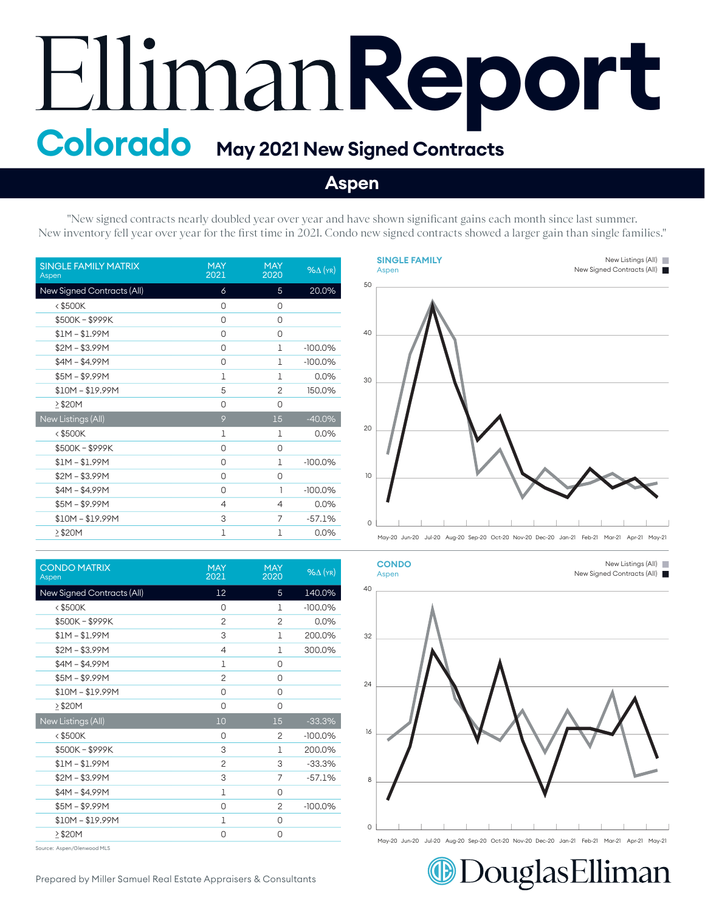# EllimanReport

## Colorado May 2021 New Signed Contracts

## Aspen

"New signed contracts nearly doubled year over year and have shown significant gains each month since last summer. New inventory fell year over year for the first time in 2021. Condo new signed contracts showed a larger gain than single families."

| SINGLE FAMILY MATRIX Aspen | MAY 2021 | MAY 2020 | %Δ (YR) |
|---|---|---|---|
| New Signed Contracts (All) | 6 | 5 | 20.0% |
| < $500K | 0 | 0 | |
| $500K – $999K | 0 | 0 | |
| $1M – $1.99M | 0 | 0 | |
| $2M – $3.99M | 0 | 1 | -100.0% |
| $4M – $4.99M | 0 | 1 | -100.0% |
| $5M – $9.99M | 1 | 1 | 0.0% |
| $10M – $19.99M | 5 | 2 | 150.0% |
| ≥ $20M | 0 | 0 | |
| New Listings (All) | 9 | 15 | -40.0% |
| < $500K | 1 | 1 | 0.0% |
| $500K – $999K | 0 | 0 | |
| $1M – $1.99M | 0 | 1 | -100.0% |
| $2M – $3.99M | 0 | 0 | |
| $4M – $4.99M | 0 | 1 | -100.0% |
| $5M – $9.99M | 4 | 4 | 0.0% |
| $10M – $19.99M | 3 | 7 | -57.1% |
| ≥ $20M | 1 | 1 | 0.0% |

**SINGLE FAMILY**
Aspen

New Listings (All) / New Signed Contracts (All)

May-20 Jun-20 Jul-20 Aug-20 Sep-20 Oct-20 Nov-20 Dec-20 Jan-21 Feb-21 Mar-21 Apr-21 May-21

| CONDO MATRIX Aspen | MAY 2021 | MAY 2020 | %Δ (YR) |
|---|---|---|---|
| New Signed Contracts (All) | 12 | 5 | 140.0% |
| < $500K | 0 | 1 | -100.0% |
| $500K – $999K | 2 | 2 | 0.0% |
| $1M – $1.99M | 3 | 1 | 200.0% |
| $2M – $3.99M | 4 | 1 | 300.0% |
| $4M – $4.99M | 1 | 0 | |
| $5M – $9.99M | 2 | 0 | |
| $10M – $19.99M | 0 | 0 | |
| ≥ $20M | 0 | 0 | |
| New Listings (All) | 10 | 15 | -33.3% |
| < $500K | 0 | 2 | -100.0% |
| $500K – $999K | 3 | 1 | 200.0% |
| $1M – $1.99M | 2 | 3 | -33.3% |
| $2M – $3.99M | 3 | 7 | -57.1% |
| $4M – $4.99M | 1 | 0 | |
| $5M – $9.99M | 0 | 2 | -100.0% |
| $10M – $19.99M | 1 | 0 | |
| ≥ $20M | 0 | 0 | |

**CONDO**
Aspen

New Listings (All) / New Signed Contracts (All)

May-20 Jun-20 Jul-20 Aug-20 Sep-20 Oct-20 Nov-20 Dec-20 Jan-21 Feb-21 Mar-21 Apr-21 May-21

Source: Aspen/Glenwood MLS

Prepared by Miller Samuel Real Estate Appraisers & Consultants

DouglasElliman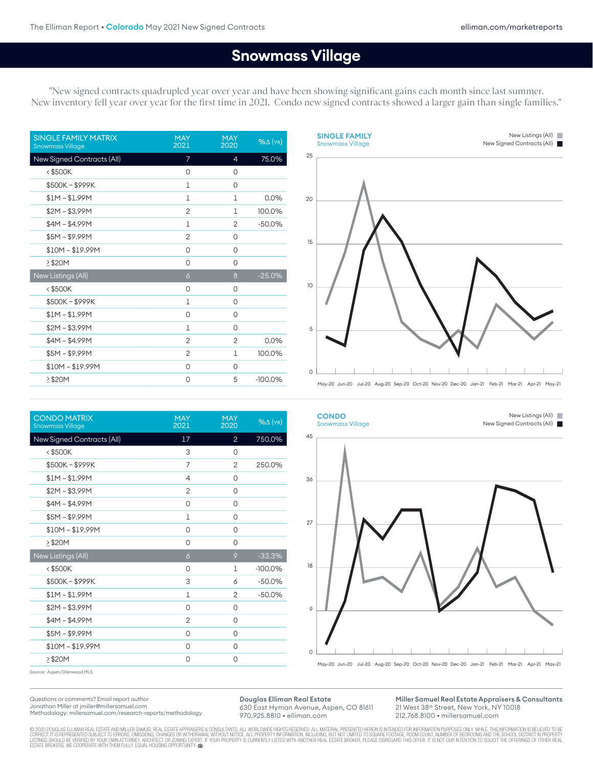# Snowmass Village

"New signed contracts quadrupled year over year and have been showing significant gains each month since last summer. New inventory fell year over year for the first time in 2021. Condo new signed contracts showed a larger gain than single families."

| SINGLE FAMILY MATRIX Snowmass Village | MAY 2021 | MAY 2020 | %Δ (YR) |
|---|---|---|---|
| New Signed Contracts (All) | 7 | 4 | 75.0% |
| < $500K | 0 | 0 | |
| $500K – $999K | 1 | 0 | |
| $1M – $1.99M | 1 | 1 | 0.0% |
| $2M – $3.99M | 2 | 1 | 100.0% |
| $4M – $4.99M | 1 | 2 | -50.0% |
| $5M – $9.99M | 2 | 0 | |
| $10M – $19.99M | 0 | 0 | |
| ≥ $20M | 0 | 0 | |
| New Listings (All) | 6 | 8 | -25.0% |
| < $500K | 0 | 0 | |
| $500K – $999K | 1 | 0 | |
| $1M – $1.99M | 0 | 0 | |
| $2M – $3.99M | 1 | 0 | |
| $4M – $4.99M | 2 | 2 | 0.0% |
| $5M – $9.99M | 2 | 1 | 100.0% |
| $10M – $19.99M | 0 | 0 | |
| ≥ $20M | 0 | 5 | -100.0% |

SINGLE FAMILY
Snowmass Village

New Listings (All)
New Signed Contracts (All)

25
20
15
10
5
0

May-20 Jun-20 Jul-20 Aug-20 Sep-20 Oct-20 Nov-20 Dec-20 Jan-21 Feb-21 Mar-21 Apr-21 May-21

| CONDO MATRIX Snowmass Village | MAY 2021 | MAY 2020 | %Δ (YR) |
|---|---|---|---|
| New Signed Contracts (All) | 17 | 2 | 750.0% |
| < $500K | 3 | 0 | |
| $500K – $999K | 7 | 2 | 250.0% |
| $1M – $1.99M | 4 | 0 | |
| $2M – $3.99M | 2 | 0 | |
| $4M – $4.99M | 0 | 0 | |
| $5M – $9.99M | 1 | 0 | |
| $10M – $19.99M | 0 | 0 | |
| ≥ $20M | 0 | 0 | |
| New Listings (All) | 6 | 9 | -33.3% |
| < $500K | 0 | 1 | -100.0% |
| $500K – $999K | 3 | 6 | -50.0% |
| $1M – $1.99M | 1 | 2 | -50.0% |
| $2M – $3.99M | 0 | 0 | |
| $4M – $4.99M | 2 | 0 | |
| $5M – $9.99M | 0 | 0 | |
| $10M – $19.99M | 0 | 0 | |
| ≥ $20M | 0 | 0 | |

CONDO
Snowmass Village

New Listings (All)
New Signed Contracts (All)

45
36
27
18
9
0

May-20 Jun-20 Jul-20 Aug-20 Sep-20 Oct-20 Nov-20 Dec-20 Jan-21 Feb-21 Mar-21 Apr-21 May-21

Source: Aspen/Glenwood MLS

Questions or comments? Email report author
Jonathan Miller at jmiller@millersamuel.com
Methodology: millersamuel.com/research-reports/methodology

**Douglas Elliman Real Estate**
630 East Hyman Avenue, Aspen, CO 81611
970.925.8810 • elliman.com

**Miller Samuel Real Estate Appraisers & Consultants**
21 West 38th Street, New York, NY 10018
212.768.8100 • millersamuel.com

© 2020 DOUGLAS ELLIMAN REAL ESTATE AND MILLER SAMUEL REAL ESTATE APPRAISERS & CONSULTANTS. ALL WORLDWIDE RIGHTS RESERVED. ALL MATERIAL PRESENTED HEREIN IS INTENDED FOR INFORMATION PURPOSES ONLY. WHILE, THIS INFORMATION IS BELIEVED TO BE CORRECT, IT IS REPRESENTED SUBJECT TO ERRORS, OMISSIONS, CHANGES OR WITHDRAWAL WITHOUT NOTICE. ALL PROPERTY INFORMATION, INCLUDING, BUT NOT LIMITED TO SQUARE FOOTAGE, ROOM COUNT, NUMBER OF BEDROOMS AND THE SCHOOL DISTRICT IN PROPERTY LISTINGS SHOULD BE VERIFIED BY YOUR OWN ATTORNEY, ARCHITECT OR ZONING EXPERT. IF YOUR PROPERTY IS CURRENTLY LISTED WITH ANOTHER REAL ESTATE BROKER, PLEASE DISREGARD THIS OFFER. IT IS NOT OUR INTENTION TO SOLICIT THE OFFERINGS OF OTHER REAL ESTATE BROKERS. WE COOPERATE WITH THEM FULLY. EQUAL HOUSING OPPORTUNITY.